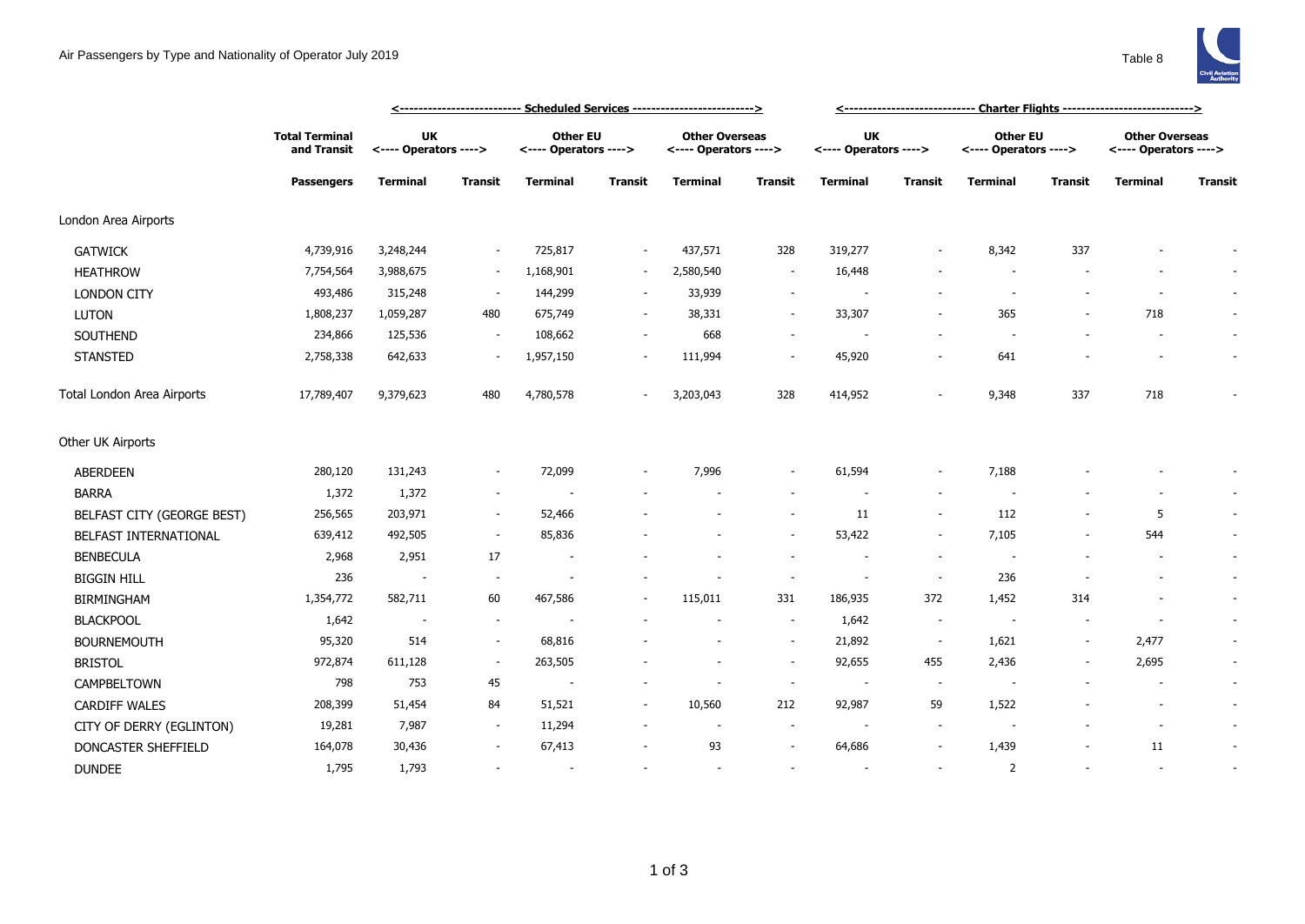# Air Passengers by Type and Nationality of Operator July 2019

Table 8

| | Total Terminal and Transit | Scheduled Services | | | | | | Charter Flights | | | | | |
|---|---|---|---|---|---|---|---|---|---|---|---|---|---|
| | | UK Operators | | Other EU Operators | | Other Overseas Operators | | UK Operators | | Other EU Operators | | Other Overseas Operators | |
| | Passengers | Terminal | Transit | Terminal | Transit | Terminal | Transit | Terminal | Transit | Terminal | Transit | Terminal | Transit |
| London Area Airports | | | | | | | | | | | | | |
| GATWICK | 4,739,916 | 3,248,244 | - | 725,817 | - | 437,571 | 328 | 319,277 | - | 8,342 | 337 | - | - |
| HEATHROW | 7,754,564 | 3,988,675 | - | 1,168,901 | - | 2,580,540 | - | 16,448 | - | - | - | - | - |
| LONDON CITY | 493,486 | 315,248 | - | 144,299 | - | 33,939 | - | - | - | - | - | - | - |
| LUTON | 1,808,237 | 1,059,287 | 480 | 675,749 | - | 38,331 | - | 33,307 | - | 365 | - | 718 | - |
| SOUTHEND | 234,866 | 125,536 | - | 108,662 | - | 668 | - | - | - | - | - | - | - |
| STANSTED | 2,758,338 | 642,633 | - | 1,957,150 | - | 111,994 | - | 45,920 | - | 641 | - | - | - |
| Total London Area Airports | 17,789,407 | 9,379,623 | 480 | 4,780,578 | - | 3,203,043 | 328 | 414,952 | - | 9,348 | 337 | 718 | - |
| Other UK Airports | | | | | | | | | | | | | |
| ABERDEEN | 280,120 | 131,243 | - | 72,099 | - | 7,996 | - | 61,594 | - | 7,188 | - | - | - |
| BARRA | 1,372 | 1,372 | - | - | - | - | - | - | - | - | - | - | - |
| BELFAST CITY (GEORGE BEST) | 256,565 | 203,971 | - | 52,466 | - | - | - | 11 | - | 112 | - | 5 | - |
| BELFAST INTERNATIONAL | 639,412 | 492,505 | - | 85,836 | - | - | - | 53,422 | - | 7,105 | - | 544 | - |
| BENBECULA | 2,968 | 2,951 | 17 | - | - | - | - | - | - | - | - | - | - |
| BIGGIN HILL | 236 | - | - | - | - | - | - | - | - | 236 | - | - | - |
| BIRMINGHAM | 1,354,772 | 582,711 | 60 | 467,586 | - | 115,011 | 331 | 186,935 | 372 | 1,452 | 314 | - | - |
| BLACKPOOL | 1,642 | - | - | - | - | - | - | 1,642 | - | - | - | - | - |
| BOURNEMOUTH | 95,320 | 514 | - | 68,816 | - | - | - | 21,892 | - | 1,621 | - | 2,477 | - |
| BRISTOL | 972,874 | 611,128 | - | 263,505 | - | - | - | 92,655 | 455 | 2,436 | - | 2,695 | - |
| CAMPBELTOWN | 798 | 753 | 45 | - | - | - | - | - | - | - | - | - | - |
| CARDIFF WALES | 208,399 | 51,454 | 84 | 51,521 | - | 10,560 | 212 | 92,987 | 59 | 1,522 | - | - | - |
| CITY OF DERRY (EGLINTON) | 19,281 | 7,987 | - | 11,294 | - | - | - | - | - | - | - | - | - |
| DONCASTER SHEFFIELD | 164,078 | 30,436 | - | 67,413 | - | 93 | - | 64,686 | - | 1,439 | - | 11 | - |
| DUNDEE | 1,795 | 1,793 | - | - | - | - | - | - | - | 2 | - | - | - |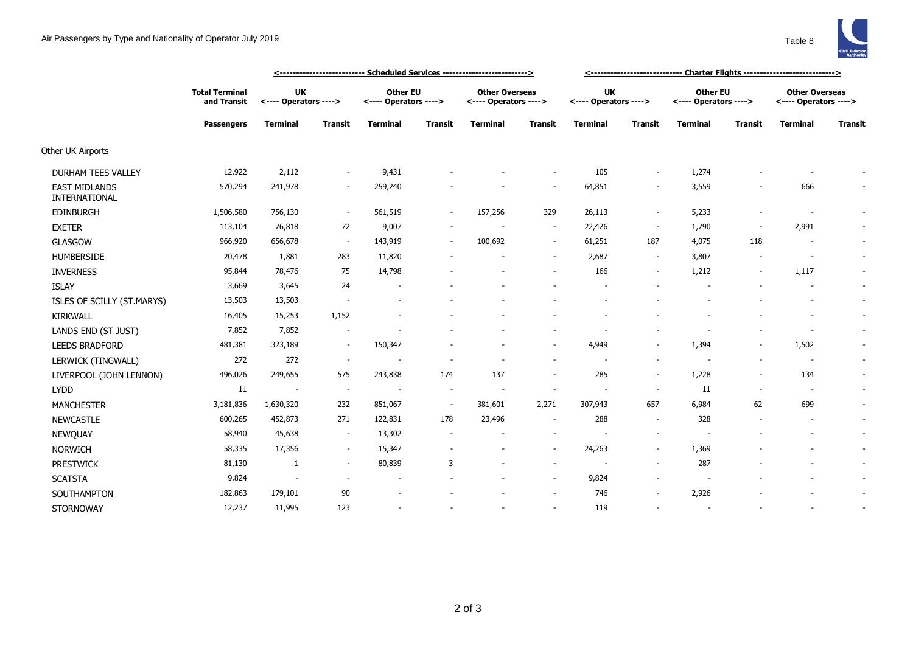Air Passengers by Type and Nationality of Operator July 2019

Table 8

| | Total Terminal and Transit | Scheduled Services | | | | | | Charter Flights | | | | | |
|---|---|---|---|---|---|---|---|---|---|---|---|---|---|
| | | UK <---- Operators ----> | | Other EU <---- Operators ----> | | Other Overseas <---- Operators ----> | | UK <---- Operators ----> | | Other EU <---- Operators ----> | | Other Overseas <---- Operators ----> | |
| | **Passengers** | **Terminal** | **Transit** | **Terminal** | **Transit** | **Terminal** | **Transit** | **Terminal** | **Transit** | **Terminal** | **Transit** | **Terminal** | **Transit** |
| Other UK Airports | | | | | | | | | | | | | |
| DURHAM TEES VALLEY | 12,922 | 2,112 | - | 9,431 | - | - | - | 105 | - | 1,274 | - | - | - |
| EAST MIDLANDS INTERNATIONAL | 570,294 | 241,978 | - | 259,240 | - | - | - | 64,851 | - | 3,559 | - | 666 | - |
| EDINBURGH | 1,506,580 | 756,130 | - | 561,519 | - | 157,256 | 329 | 26,113 | - | 5,233 | - | - | - |
| EXETER | 113,104 | 76,818 | 72 | 9,007 | - | - | - | 22,426 | - | 1,790 | - | 2,991 | - |
| GLASGOW | 966,920 | 656,678 | - | 143,919 | - | 100,692 | - | 61,251 | 187 | 4,075 | 118 | - | - |
| HUMBERSIDE | 20,478 | 1,881 | 283 | 11,820 | - | - | - | 2,687 | - | 3,807 | - | - | - |
| INVERNESS | 95,844 | 78,476 | 75 | 14,798 | - | - | - | 166 | - | 1,212 | - | 1,117 | - |
| ISLAY | 3,669 | 3,645 | 24 | - | - | - | - | - | - | - | - | - | - |
| ISLES OF SCILLY (ST.MARYS) | 13,503 | 13,503 | - | - | - | - | - | - | - | - | - | - | - |
| KIRKWALL | 16,405 | 15,253 | 1,152 | - | - | - | - | - | - | - | - | - | - |
| LANDS END (ST JUST) | 7,852 | 7,852 | - | - | - | - | - | - | - | - | - | - | - |
| LEEDS BRADFORD | 481,381 | 323,189 | - | 150,347 | - | - | - | 4,949 | - | 1,394 | - | 1,502 | - |
| LERWICK (TINGWALL) | 272 | 272 | - | - | - | - | - | - | - | - | - | - | - |
| LIVERPOOL (JOHN LENNON) | 496,026 | 249,655 | 575 | 243,838 | 174 | 137 | - | 285 | - | 1,228 | - | 134 | - |
| LYDD | 11 | - | - | - | - | - | - | - | - | 11 | - | - | - |
| MANCHESTER | 3,181,836 | 1,630,320 | 232 | 851,067 | - | 381,601 | 2,271 | 307,943 | 657 | 6,984 | 62 | 699 | - |
| NEWCASTLE | 600,265 | 452,873 | 271 | 122,831 | 178 | 23,496 | - | 288 | - | 328 | - | - | - |
| NEWQUAY | 58,940 | 45,638 | - | 13,302 | - | - | - | - | - | - | - | - | - |
| NORWICH | 58,335 | 17,356 | - | 15,347 | - | - | - | 24,263 | - | 1,369 | - | - | - |
| PRESTWICK | 81,130 | 1 | - | 80,839 | 3 | - | - | - | - | 287 | - | - | - |
| SCATSTA | 9,824 | - | - | - | - | - | - | 9,824 | - | - | - | - | - |
| SOUTHAMPTON | 182,863 | 179,101 | 90 | - | - | - | - | 746 | - | 2,926 | - | - | - |
| STORNOWAY | 12,237 | 11,995 | 123 | - | - | - | - | 119 | - | - | - | - | - |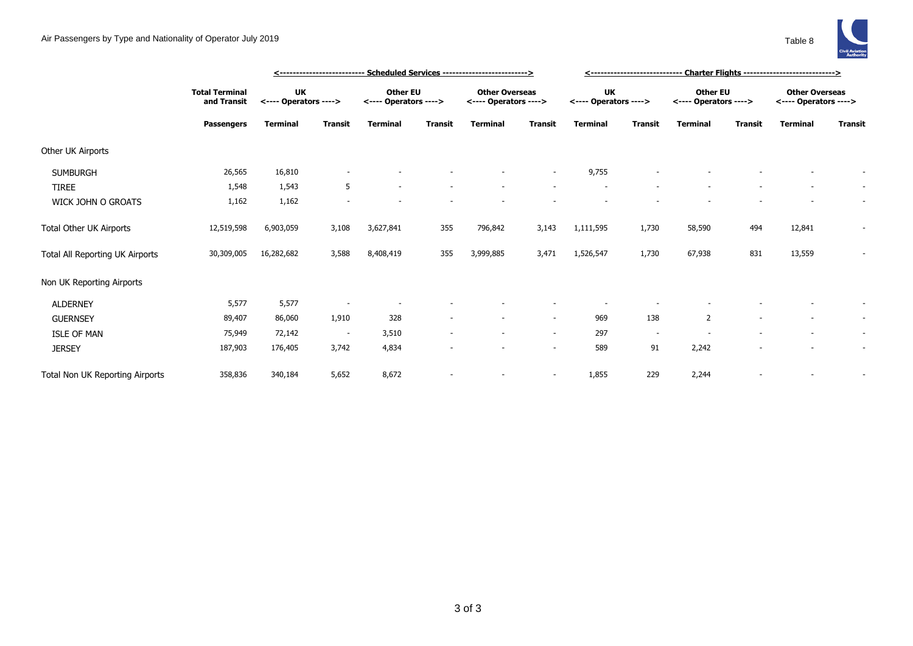Air Passengers by Type and Nationality of Operator July 2019

Table 8

| | Total Terminal and Transit | Scheduled Services | | | | | | Charter Flights | | | | | |
|---|---|---|---|---|---|---|---|---|---|---|---|---|---|
| | | UK <---- Operators ----> | | Other EU <---- Operators ----> | | Other Overseas <---- Operators ----> | | UK <---- Operators ----> | | Other EU <---- Operators ----> | | Other Overseas <---- Operators ----> | |
| | Passengers | Terminal | Transit | Terminal | Transit | Terminal | Transit | Terminal | Transit | Terminal | Transit | Terminal | Transit |
| Other UK Airports | | | | | | | | | | | | | |
| SUMBURGH | 26,565 | 16,810 | - | - | - | - | - | 9,755 | - | - | - | - | - |
| TIREE | 1,548 | 1,543 | 5 | - | - | - | - | - | - | - | - | - | - |
| WICK JOHN O GROATS | 1,162 | 1,162 | - | - | - | - | - | - | - | - | - | - | - |
| Total Other UK Airports | 12,519,598 | 6,903,059 | 3,108 | 3,627,841 | 355 | 796,842 | 3,143 | 1,111,595 | 1,730 | 58,590 | 494 | 12,841 | - |
| Total All Reporting UK Airports | 30,309,005 | 16,282,682 | 3,588 | 8,408,419 | 355 | 3,999,885 | 3,471 | 1,526,547 | 1,730 | 67,938 | 831 | 13,559 | - |
| Non UK Reporting Airports | | | | | | | | | | | | | |
| ALDERNEY | 5,577 | 5,577 | - | - | - | - | - | - | - | - | - | - | - |
| GUERNSEY | 89,407 | 86,060 | 1,910 | 328 | - | - | - | 969 | 138 | 2 | - | - | - |
| ISLE OF MAN | 75,949 | 72,142 | - | 3,510 | - | - | - | 297 | - | - | - | - | - |
| JERSEY | 187,903 | 176,405 | 3,742 | 4,834 | - | - | - | 589 | 91 | 2,242 | - | - | - |
| Total Non UK Reporting Airports | 358,836 | 340,184 | 5,652 | 8,672 | - | - | - | 1,855 | 229 | 2,244 | - | - | - |